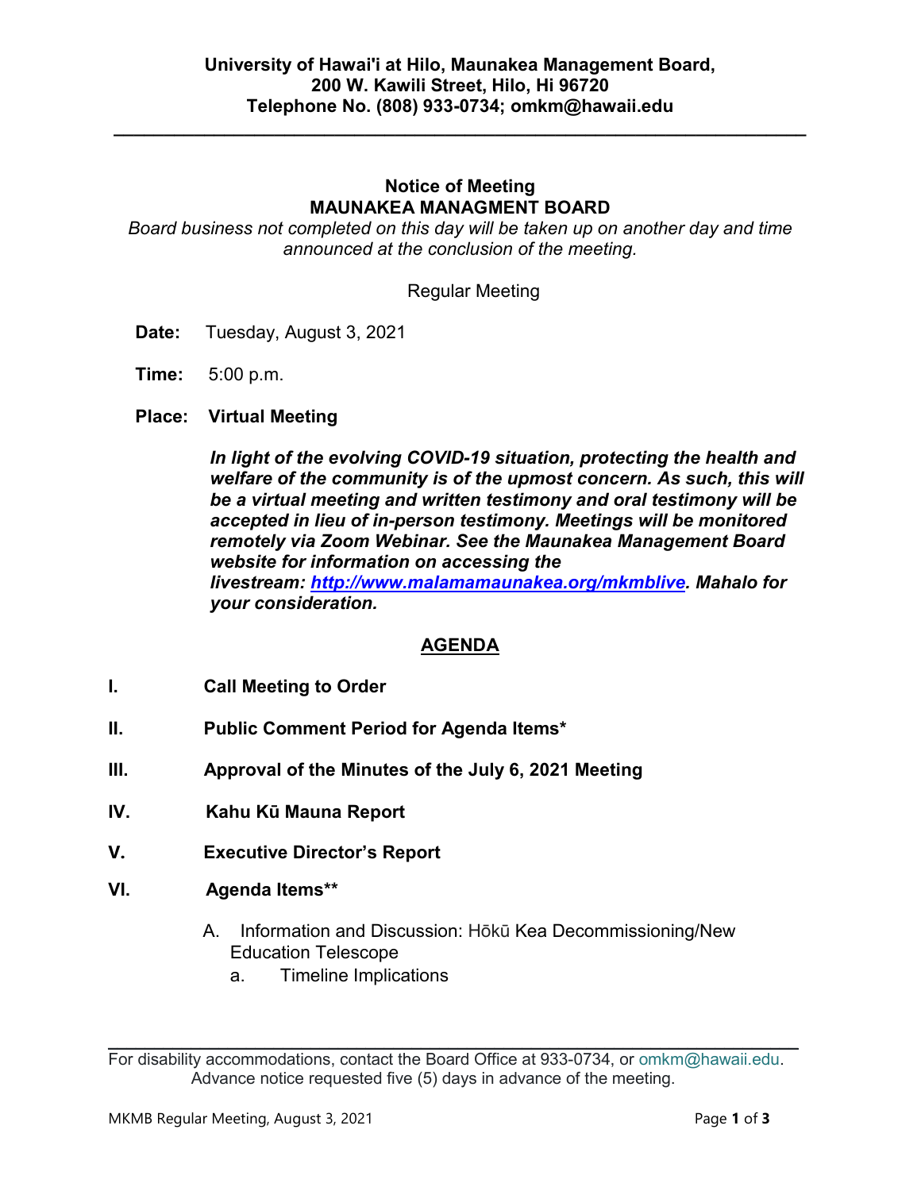**University of Hawai'i at Hilo, Maunakea Management Board,**
**200 W. Kawili Street, Hilo, Hi 96720**
**Telephone No. (808) 933-0734; omkm@hawaii.edu**

---

## Notice of Meeting
## MAUNAKEA MANAGMENT BOARD

*Board business not completed on this day will be taken up on another day and time announced at the conclusion of the meeting.*

Regular Meeting

**Date:** Tuesday, August 3, 2021

**Time:** 5:00 p.m.

**Place: Virtual Meeting**

***In light of the evolving COVID-19 situation, protecting the health and welfare of the community is of the upmost concern. As such, this will be a virtual meeting and written testimony and oral testimony will be accepted in lieu of in-person testimony. Meetings will be monitored remotely via Zoom Webinar. See the Maunakea Management Board website for information on accessing the livestream: [http://www.malamamaunakea.org/mkmblive](http://www.malamamaunakea.org/mkmblive). Mahalo for your consideration.***

## AGENDA

**I. Call Meeting to Order**

**II. Public Comment Period for Agenda Items***

**III. Approval of the Minutes of the July 6, 2021 Meeting**

**IV. Kahu Kū Mauna Report**

**V. Executive Director's Report**

**VI. Agenda Items****

A. Information and Discussion: Hōkū Kea Decommissioning/New Education Telescope
   a. Timeline Implications

---

For disability accommodations, contact the Board Office at 933-0734, or omkm@hawaii.edu. Advance notice requested five (5) days in advance of the meeting.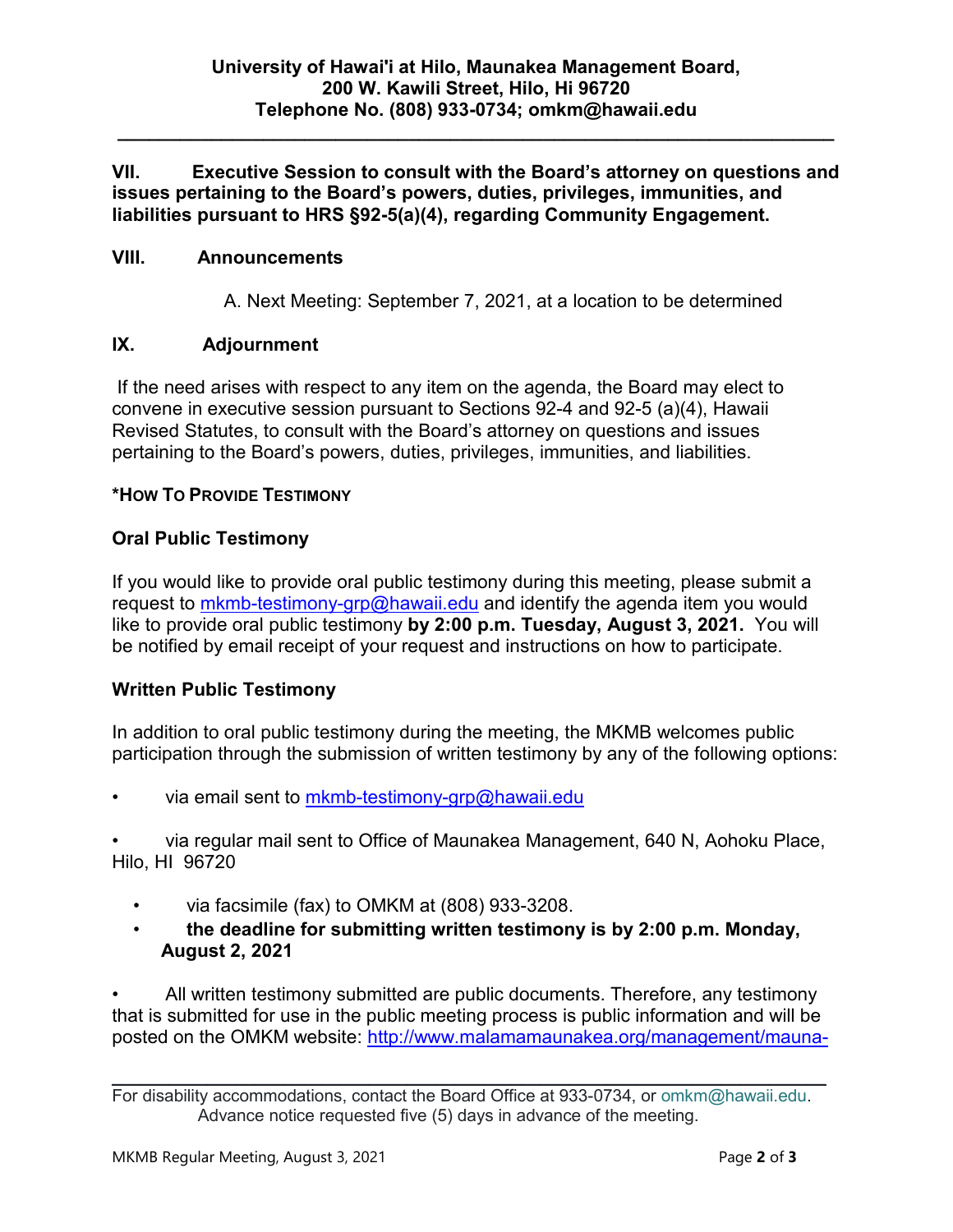**University of Hawai'i at Hilo, Maunakea Management Board,**
**200 W. Kawili Street, Hilo, Hi 96720**
**Telephone No. (808) 933-0734; omkm@hawaii.edu**

---

**VII. Executive Session to consult with the Board's attorney on questions and issues pertaining to the Board's powers, duties, privileges, immunities, and liabilities pursuant to HRS §92-5(a)(4), regarding Community Engagement.**

**VIII. Announcements**

A. Next Meeting: September 7, 2021, at a location to be determined

**IX. Adjournment**

If the need arises with respect to any item on the agenda, the Board may elect to convene in executive session pursuant to Sections 92-4 and 92-5 (a)(4), Hawaii Revised Statutes, to consult with the Board's attorney on questions and issues pertaining to the Board's powers, duties, privileges, immunities, and liabilities.

**\*HOW TO PROVIDE TESTIMONY**

**Oral Public Testimony**

If you would like to provide oral public testimony during this meeting, please submit a request to mkmb-testimony-grp@hawaii.edu and identify the agenda item you would like to provide oral public testimony **by 2:00 p.m. Tuesday, August 3, 2021.** You will be notified by email receipt of your request and instructions on how to participate.

**Written Public Testimony**

In addition to oral public testimony during the meeting, the MKMB welcomes public participation through the submission of written testimony by any of the following options:

- via email sent to mkmb-testimony-grp@hawaii.edu
- via regular mail sent to Office of Maunakea Management, 640 N, Aohoku Place, Hilo, HI 96720
- via facsimile (fax) to OMKM at (808) 933-3208.
- **the deadline for submitting written testimony is by 2:00 p.m. Monday, August 2, 2021**
- All written testimony submitted are public documents. Therefore, any testimony that is submitted for use in the public meeting process is public information and will be posted on the OMKM website: http://www.malamamaunakea.org/management/mauna-

---

For disability accommodations, contact the Board Office at 933-0734, or omkm@hawaii.edu. Advance notice requested five (5) days in advance of the meeting.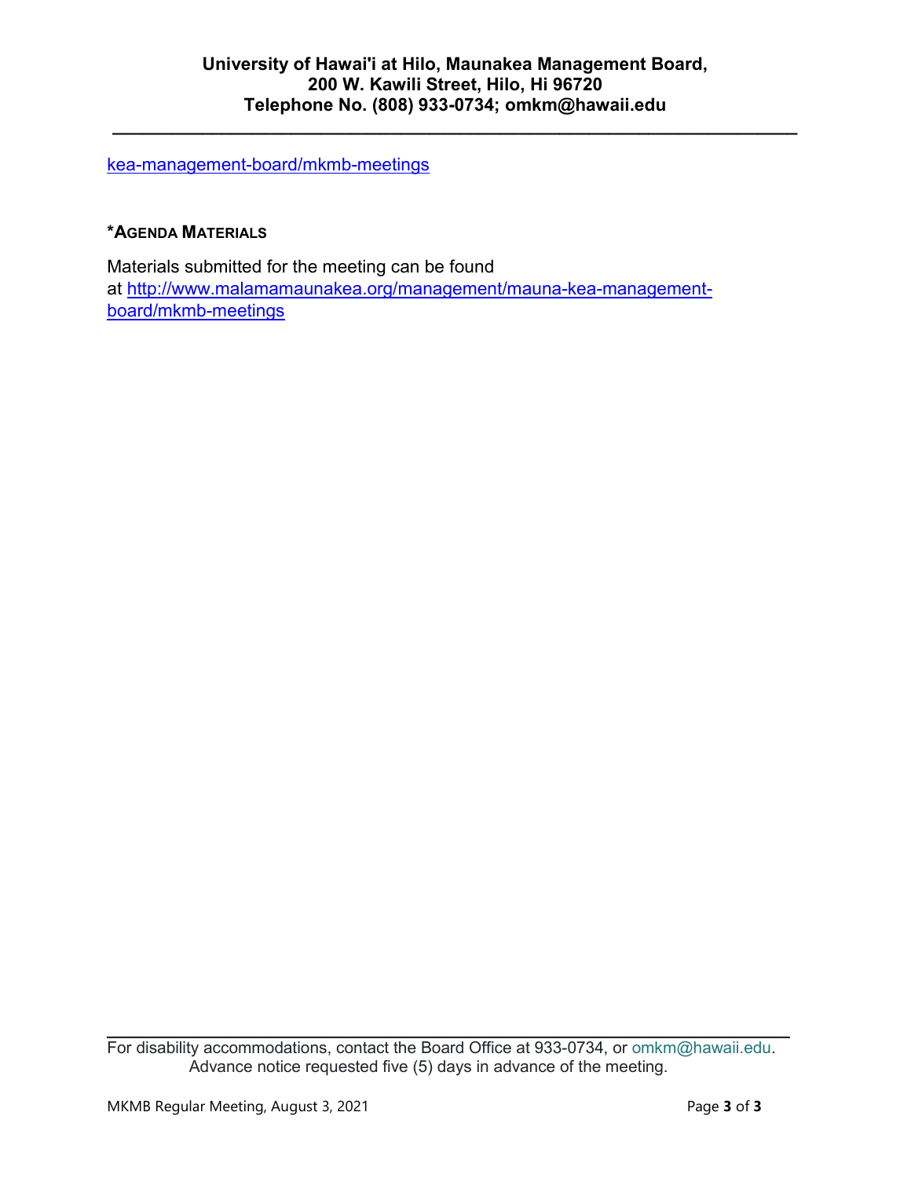kea-management-board/mkmb-meetings

**\*AGENDA MATERIALS**

Materials submitted for the meeting can be found at http://www.malamamaunakea.org/management/mauna-kea-management-board/mkmb-meetings

For disability accommodations, contact the Board Office at 933-0734, or omkm@hawaii.edu. Advance notice requested five (5) days in advance of the meeting.